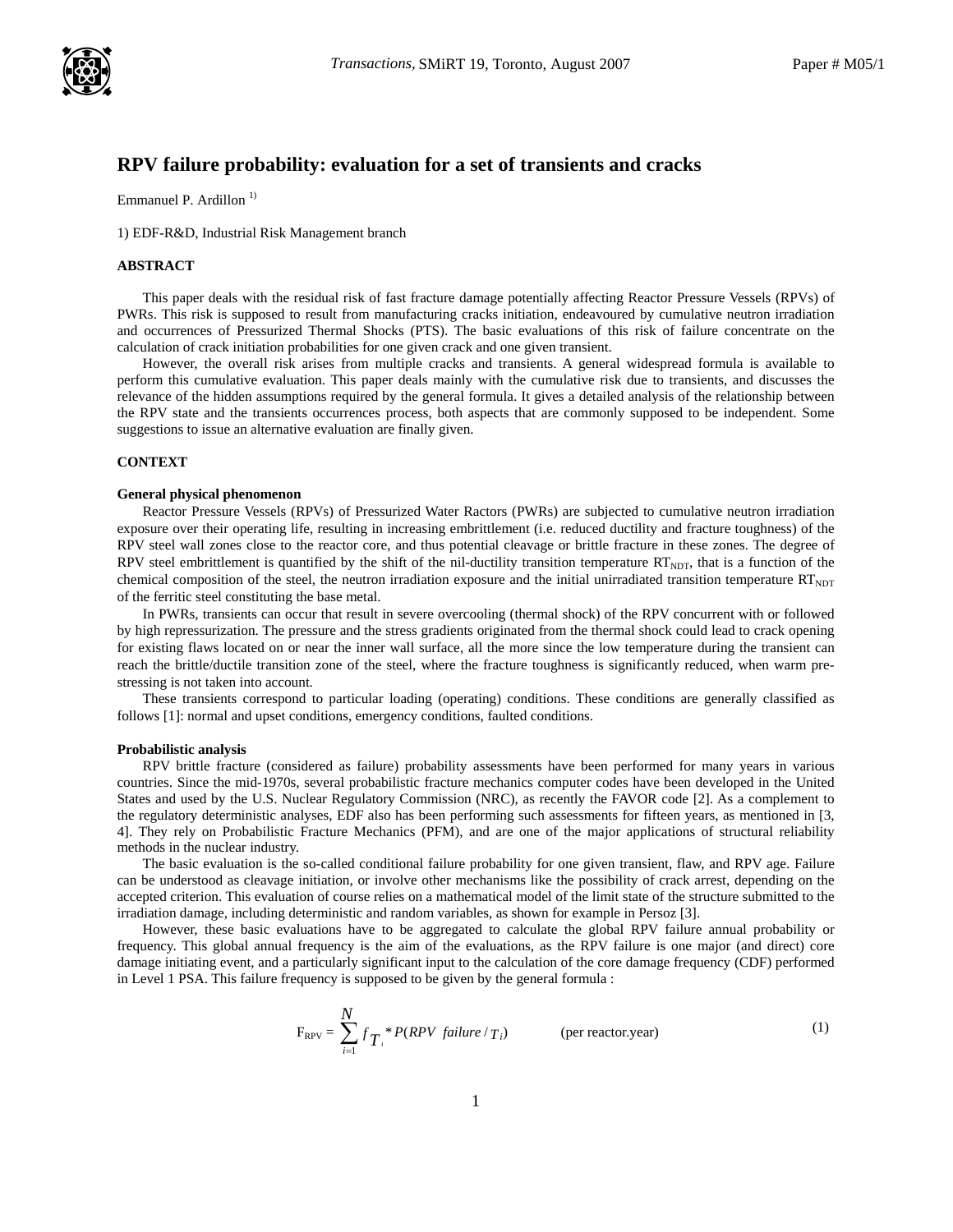# RPV failure probability: evaluation for a set of transients and cracks

Emmanuel P. Ardillon [1)]

1) EDF-R&D, Industrial Risk Management branch

## ABSTRACT

This paper deals with the residual risk of fast fracture damage potentially affecting Reactor Pressure Vessels (RPVs) of PWRs. This risk is supposed to result from manufacturing cracks initiation, endeavoured by cumulative neutron irradiation and occurrences of Pressurized Thermal Shocks (PTS). The basic evaluations of this risk of failure concentrate on the calculation of crack initiation probabilities for one given crack and one given transient.

However, the overall risk arises from multiple cracks and transients. A general widespread formula is available to perform this cumulative evaluation. This paper deals mainly with the cumulative risk due to transients, and discusses the relevance of the hidden assumptions required by the general formula. It gives a detailed analysis of the relationship between the RPV state and the transients occurrences process, both aspects that are commonly supposed to be independent. Some suggestions to issue an alternative evaluation are finally given.

## CONTEXT

### General physical phenomenon

Reactor Pressure Vessels (RPVs) of Pressurized Water Ractors (PWRs) are subjected to cumulative neutron irradiation exposure over their operating life, resulting in increasing embrittlement (i.e. reduced ductility and fracture toughness) of the RPV steel wall zones close to the reactor core, and thus potential cleavage or brittle fracture in these zones. The degree of RPV steel embrittlement is quantified by the shift of the nil-ductility transition temperature $RT_{NDT}$, that is a function of the chemical composition of the steel, the neutron irradiation exposure and the initial unirradiated transition temperature $RT_{NDT}$ of the ferritic steel constituting the base metal.

In PWRs, transients can occur that result in severe overcooling (thermal shock) of the RPV concurrent with or followed by high repressurization. The pressure and the stress gradients originated from the thermal shock could lead to crack opening for existing flaws located on or near the inner wall surface, all the more since the low temperature during the transient can reach the brittle/ductile transition zone of the steel, where the fracture toughness is significantly reduced, when warm pre-stressing is not taken into account.

These transients correspond to particular loading (operating) conditions. These conditions are generally classified as follows [1]: normal and upset conditions, emergency conditions, faulted conditions.

### Probabilistic analysis

RPV brittle fracture (considered as failure) probability assessments have been performed for many years in various countries. Since the mid-1970s, several probabilistic fracture mechanics computer codes have been developed in the United States and used by the U.S. Nuclear Regulatory Commission (NRC), as recently the FAVOR code [2]. As a complement to the regulatory deterministic analyses, EDF also has been performing such assessments for fifteen years, as mentioned in [3, 4]. They rely on Probabilistic Fracture Mechanics (PFM), and are one of the major applications of structural reliability methods in the nuclear industry.

The basic evaluation is the so-called conditional failure probability for one given transient, flaw, and RPV age. Failure can be understood as cleavage initiation, or involve other mechanisms like the possibility of crack arrest, depending on the accepted criterion. This evaluation of course relies on a mathematical model of the limit state of the structure submitted to the irradiation damage, including deterministic and random variables, as shown for example in Persoz [3].

However, these basic evaluations have to be aggregated to calculate the global RPV failure annual probability or frequency. This global annual frequency is the aim of the evaluations, as the RPV failure is one major (and direct) core damage initiating event, and a particularly significant input to the calculation of the core damage frequency (CDF) performed in Level 1 PSA. This failure frequency is supposed to be given by the general formula :

$$F_{RPV} = \sum_{i=1}^{N} f_{T_i} * P(RPV\ \ failure / T_i) \qquad \text{(per reactor.year)} \tag{1}$$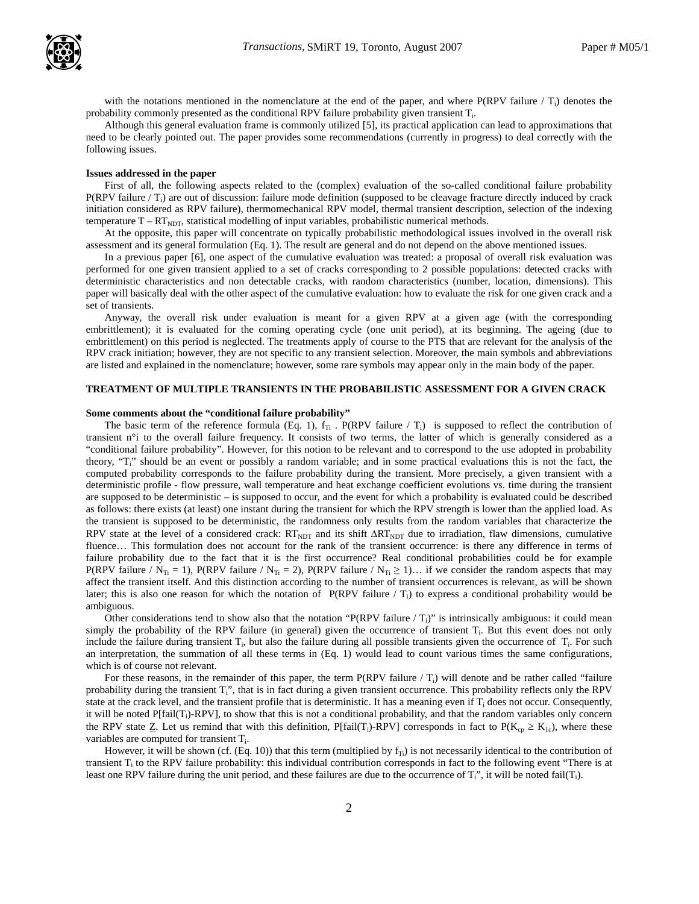with the notations mentioned in the nomenclature at the end of the paper, and where P(RPV failure / $T_i$) denotes the probability commonly presented as the conditional RPV failure probability given transient $T_i$.

Although this general evaluation frame is commonly utilized [5], its practical application can lead to approximations that need to be clearly pointed out. The paper provides some recommendations (currently in progress) to deal correctly with the following issues.

**Issues addressed in the paper**

First of all, the following aspects related to the (complex) evaluation of the so-called conditional failure probability P(RPV failure / $T_i$) are out of discussion: failure mode definition (supposed to be cleavage fracture directly induced by crack initiation considered as RPV failure), thermomechanical RPV model, thermal transient description, selection of the indexing temperature $T – RT_{NDT}$, statistical modelling of input variables, probabilistic numerical methods.

At the opposite, this paper will concentrate on typically probabilistic methodological issues involved in the overall risk assessment and its general formulation (Eq. 1). The result are general and do not depend on the above mentioned issues.

In a previous paper [6], one aspect of the cumulative evaluation was treated: a proposal of overall risk evaluation was performed for one given transient applied to a set of cracks corresponding to 2 possible populations: detected cracks with deterministic characteristics and non detectable cracks, with random characteristics (number, location, dimensions). This paper will basically deal with the other aspect of the cumulative evaluation: how to evaluate the risk for one given crack and a set of transients.

Anyway, the overall risk under evaluation is meant for a given RPV at a given age (with the corresponding embrittlement); it is evaluated for the coming operating cycle (one unit period), at its beginning. The ageing (due to embrittlement) on this period is neglected. The treatments apply of course to the PTS that are relevant for the analysis of the RPV crack initiation; however, they are not specific to any transient selection. Moreover, the main symbols and abbreviations are listed and explained in the nomenclature; however, some rare symbols may appear only in the main body of the paper.

## TREATMENT OF MULTIPLE TRANSIENTS IN THE PROBABILISTIC ASSESSMENT FOR A GIVEN CRACK

**Some comments about the “conditional failure probability”**

The basic term of the reference formula (Eq. 1), $f_{Ti}$ . P(RPV failure / $T_i$) is supposed to reflect the contribution of transient n°i to the overall failure frequency. It consists of two terms, the latter of which is generally considered as a “conditional failure probability”. However, for this notion to be relevant and to correspond to the use adopted in probability theory, “$T_i$” should be an event or possibly a random variable; and in some practical evaluations this is not the fact, the computed probability corresponds to the failure probability during the transient. More precisely, a given transient with a deterministic profile - flow pressure, wall temperature and heat exchange coefficient evolutions vs. time during the transient are supposed to be deterministic – is supposed to occur, and the event for which a probability is evaluated could be described as follows: there exists (at least) one instant during the transient for which the RPV strength is lower than the applied load. As the transient is supposed to be deterministic, the randomness only results from the random variables that characterize the RPV state at the level of a considered crack: $RT_{NDT}$ and its shift $\Delta RT_{NDT}$ due to irradiation, flaw dimensions, cumulative fluence… This formulation does not account for the rank of the transient occurrence: is there any difference in terms of failure probability due to the fact that it is the first occurrence? Real conditional probabilities could be for example P(RPV failure / $N_{Ti} = 1$), P(RPV failure / $N_{Ti} = 2$), P(RPV failure / $N_{Ti} \geq 1$)… if we consider the random aspects that may affect the transient itself. And this distinction according to the number of transient occurrences is relevant, as will be shown later; this is also one reason for which the notation of P(RPV failure / $T_i$) to express a conditional probability would be ambiguous.

Other considerations tend to show also that the notation “P(RPV failure / $T_i$)” is intrinsically ambiguous: it could mean simply the probability of the RPV failure (in general) given the occurrence of transient $T_i$. But this event does not only include the failure during transient $T_i$, but also the failure during all possible transients given the occurrence of $T_i$. For such an interpretation, the summation of all these terms in (Eq. 1) would lead to count various times the same configurations, which is of course not relevant.

For these reasons, in the remainder of this paper, the term P(RPV failure / $T_i$) will denote and be rather called “failure probability during the transient $T_i$”, that is in fact during a given transient occurrence. This probability reflects only the RPV state at the crack level, and the transient profile that is deterministic. It has a meaning even if $T_i$ does not occur. Consequently, it will be noted P[fail($T_i$)-RPV], to show that this is not a conditional probability, and that the random variables only concern the RPV state $\underline{Z}$. Let us remind that with this definition, P[fail($T_i$)-RPV] corresponds in fact to $P(K_{cp} \geq K_{1c})$, where these variables are computed for transient $T_i$.

However, it will be shown (cf. (Eq. 10)) that this term (multiplied by $f_{Ti}$) is not necessarily identical to the contribution of transient $T_i$ to the RPV failure probability: this individual contribution corresponds in fact to the following event “There is at least one RPV failure during the unit period, and these failures are due to the occurrence of $T_i$”, it will be noted fail($T_i$).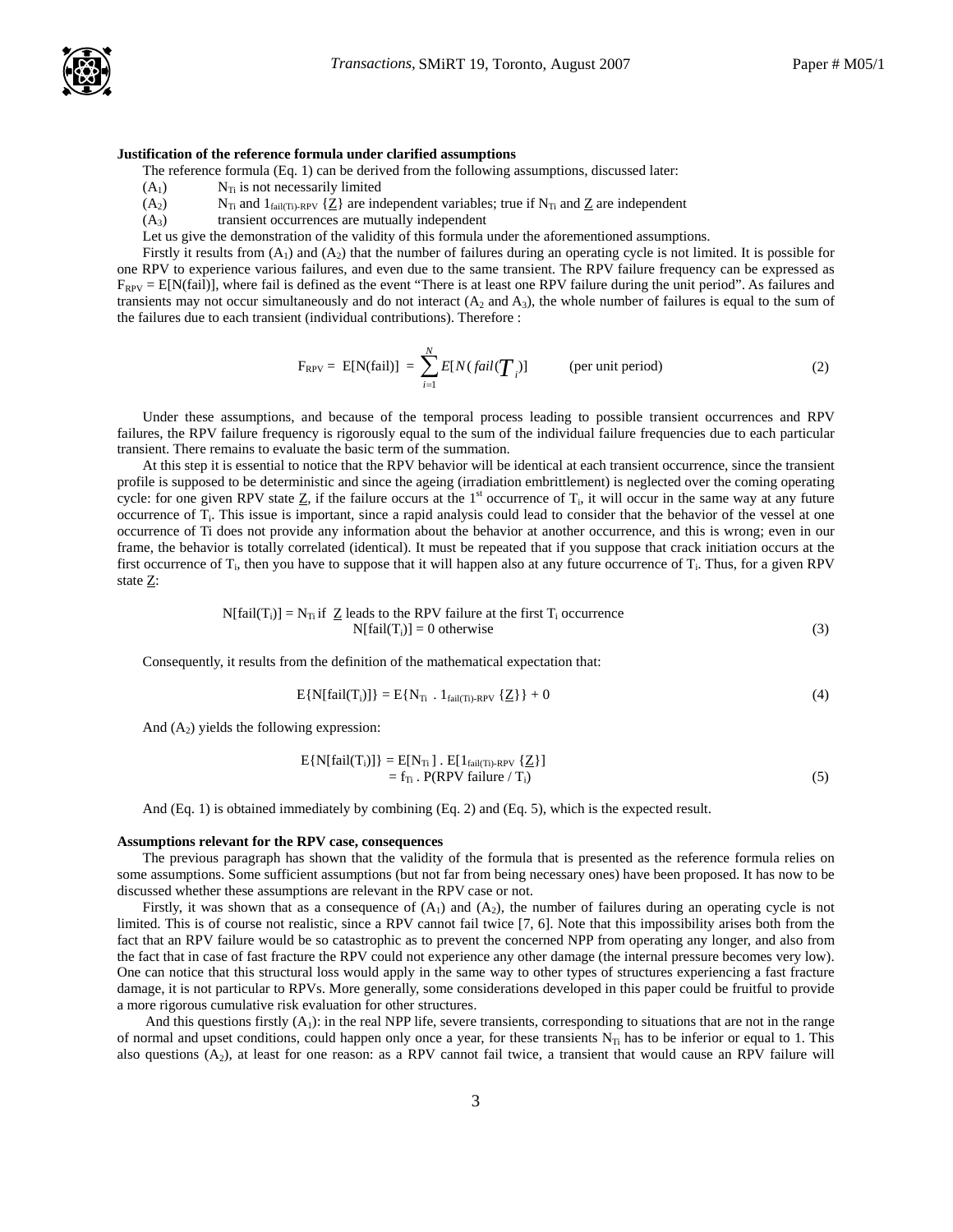**Justification of the reference formula under clarified assumptions**

The reference formula (Eq. 1) can be derived from the following assumptions, discussed later:

($A_1$) $N_{Ti}$ is not necessarily limited

($A_2$) $N_{Ti}$ and $1_{fail(Ti)\text{-}RPV}\{\underline{Z}\}$ are independent variables; true if $N_{Ti}$ and $\underline{Z}$ are independent

($A_3$) transient occurrences are mutually independent

Let us give the demonstration of the validity of this formula under the aforementioned assumptions.

Firstly it results from ($A_1$) and ($A_2$) that the number of failures during an operating cycle is not limited. It is possible for one RPV to experience various failures, and even due to the same transient. The RPV failure frequency can be expressed as $F_{RPV} = E[N(fail)]$, where fail is defined as the event "There is at least one RPV failure during the unit period". As failures and transients may not occur simultaneously and do not interact ($A_2$ and $A_3$), the whole number of failures is equal to the sum of the failures due to each transient (individual contributions). Therefore :

$$F_{RPV} = E[N(fail)] = \sum_{i=1}^{N} E[N(fail(T_i)] \qquad \text{(per unit period)} \tag{2}$$

Under these assumptions, and because of the temporal process leading to possible transient occurrences and RPV failures, the RPV failure frequency is rigorously equal to the sum of the individual failure frequencies due to each particular transient. There remains to evaluate the basic term of the summation.

At this step it is essential to notice that the RPV behavior will be identical at each transient occurrence, since the transient profile is supposed to be deterministic and since the ageing (irradiation embrittlement) is neglected over the coming operating cycle: for one given RPV state $\underline{Z}$, if the failure occurs at the 1st occurrence of $T_i$, it will occur in the same way at any future occurrence of $T_i$. This issue is important, since a rapid analysis could lead to consider that the behavior of the vessel at one occurrence of Ti does not provide any information about the behavior at another occurrence, and this is wrong; even in our frame, the behavior is totally correlated (identical). It must be repeated that if you suppose that crack initiation occurs at the first occurrence of $T_i$, then you have to suppose that it will happen also at any future occurrence of $T_i$. Thus, for a given RPV state $\underline{Z}$:

$$\begin{aligned} N[fail(T_i)] &= N_{Ti} \text{ if } \underline{Z} \text{ leads to the RPV failure at the first } T_i \text{ occurrence} \\ N[fail(T_i)] &= 0 \text{ otherwise} \end{aligned} \tag{3}$$

Consequently, it results from the definition of the mathematical expectation that:

$$E\{N[fail(T_i)]\} = E\{N_{Ti} \,.\, 1_{fail(Ti)\text{-}RPV}\{\underline{Z}\}\} + 0 \tag{4}$$

And ($A_2$) yields the following expression:

$$\begin{aligned} E\{N[fail(T_i)]\} &= E[N_{Ti}] \,.\, E[1_{fail(Ti)\text{-}RPV}\{\underline{Z}\}] \\ &= f_{Ti} \,.\, P(\text{RPV failure} / T_i) \end{aligned} \tag{5}$$

And (Eq. 1) is obtained immediately by combining (Eq. 2) and (Eq. 5), which is the expected result.

**Assumptions relevant for the RPV case, consequences**

The previous paragraph has shown that the validity of the formula that is presented as the reference formula relies on some assumptions. Some sufficient assumptions (but not far from being necessary ones) have been proposed. It has now to be discussed whether these assumptions are relevant in the RPV case or not.

Firstly, it was shown that as a consequence of ($A_1$) and ($A_2$), the number of failures during an operating cycle is not limited. This is of course not realistic, since a RPV cannot fail twice [7, 6]. Note that this impossibility arises both from the fact that an RPV failure would be so catastrophic as to prevent the concerned NPP from operating any longer, and also from the fact that in case of fast fracture the RPV could not experience any other damage (the internal pressure becomes very low). One can notice that this structural loss would apply in the same way to other types of structures experiencing a fast fracture damage, it is not particular to RPVs. More generally, some considerations developed in this paper could be fruitful to provide a more rigorous cumulative risk evaluation for other structures.

And this questions firstly ($A_1$): in the real NPP life, severe transients, corresponding to situations that are not in the range of normal and upset conditions, could happen only once a year, for these transients $N_{Ti}$ has to be inferior or equal to 1. This also questions ($A_2$), at least for one reason: as a RPV cannot fail twice, a transient that would cause an RPV failure will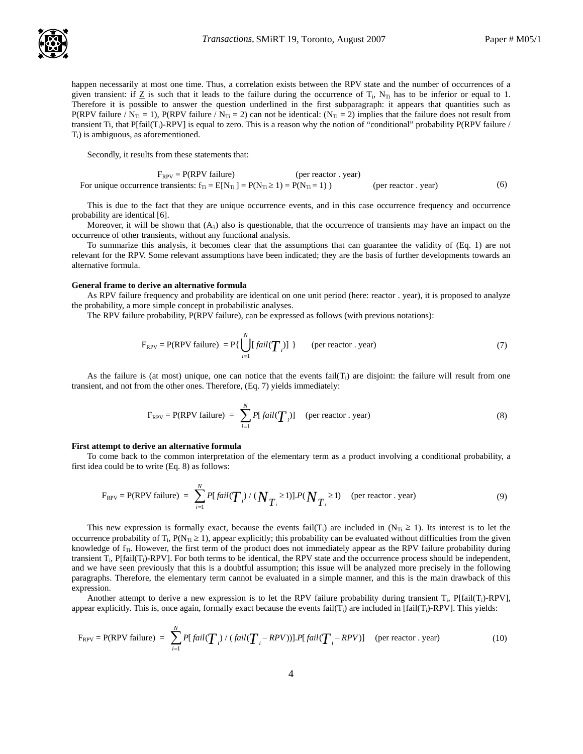happen necessarily at most one time. Thus, a correlation exists between the RPV state and the number of occurrences of a given transient: if Z is such that it leads to the failure during the occurrence of $T_i$, $N_{Ti}$ has to be inferior or equal to 1. Therefore it is possible to answer the question underlined in the first subparagraph: it appears that quantities such as P(RPV failure / $N_{Ti}$ = 1), P(RPV failure / $N_{Ti}$ = 2) can not be identical: ($N_{Ti}$ = 2) implies that the failure does not result from transient Ti, that P[fail($T_i$)-RPV] is equal to zero. This is a reason why the notion of "conditional" probability P(RPV failure / $T_i$) is ambiguous, as aforementioned.

Secondly, it results from these statements that:

$$F_{RPV} = P(\text{RPV failure}) \quad \text{(per reactor . year)}$$

$$\text{For unique occurrence transients: } f_{Ti} = E[N_{Ti}] = P(N_{Ti} \geq 1) = P(N_{Ti} = 1) \quad \text{(per reactor . year)} \tag{6}$$

This is due to the fact that they are unique occurrence events, and in this case occurrence frequency and occurrence probability are identical [6].

Moreover, it will be shown that ($A_3$) also is questionable, that the occurrence of transients may have an impact on the occurrence of other transients, without any functional analysis.

To summarize this analysis, it becomes clear that the assumptions that can guarantee the validity of (Eq. 1) are not relevant for the RPV. Some relevant assumptions have been indicated; they are the basis of further developments towards an alternative formula.

**General frame to derive an alternative formula**

As RPV failure frequency and probability are identical on one unit period (here: reactor . year), it is proposed to analyze the probability, a more simple concept in probabilistic analyses.

The RPV failure probability, P(RPV failure), can be expressed as follows (with previous notations):

$$F_{RPV} = P(\text{RPV failure}) = P\{\bigcup_{i=1}^{N}[fail(T_i)]\} \quad \text{(per reactor . year)} \tag{7}$$

As the failure is (at most) unique, one can notice that the events fail($T_i$) are disjoint: the failure will result from one transient, and not from the other ones. Therefore, (Eq. 7) yields immediately:

$$F_{RPV} = P(\text{RPV failure}) = \sum_{i=1}^{N} P[fail(T_i)] \quad \text{(per reactor . year)} \tag{8}$$

**First attempt to derive an alternative formula**

To come back to the common interpretation of the elementary term as a product involving a conditional probability, a first idea could be to write (Eq. 8) as follows:

$$F_{RPV} = P(\text{RPV failure}) = \sum_{i=1}^{N} P[fail(T_i) / (N_{T_i} \geq 1)].P(N_{T_i} \geq 1) \quad \text{(per reactor . year)} \tag{9}$$

This new expression is formally exact, because the events fail($T_i$) are included in ($N_{Ti} \geq 1$). Its interest is to let the occurrence probability of $T_i$, P($N_{Ti} \geq 1$), appear explicitly; this probability can be evaluated without difficulties from the given knowledge of $f_{Ti}$. However, the first term of the product does not immediately appear as the RPV failure probability during transient $T_i$, P[fail($T_i$)-RPV]. For both terms to be identical, the RPV state and the occurrence process should be independent, and we have seen previously that this is a doubtful assumption; this issue will be analyzed more precisely in the following paragraphs. Therefore, the elementary term cannot be evaluated in a simple manner, and this is the main drawback of this expression.

Another attempt to derive a new expression is to let the RPV failure probability during transient $T_i$, P[fail($T_i$)-RPV], appear explicitly. This is, once again, formally exact because the events fail($T_i$) are included in [fail($T_i$)-RPV]. This yields:

$$F_{RPV} = P(\text{RPV failure}) = \sum_{i=1}^{N} P[fail(T_i) / (fail(T_i - RPV))].P[fail(T_i - RPV)] \quad \text{(per reactor . year)} \tag{10}$$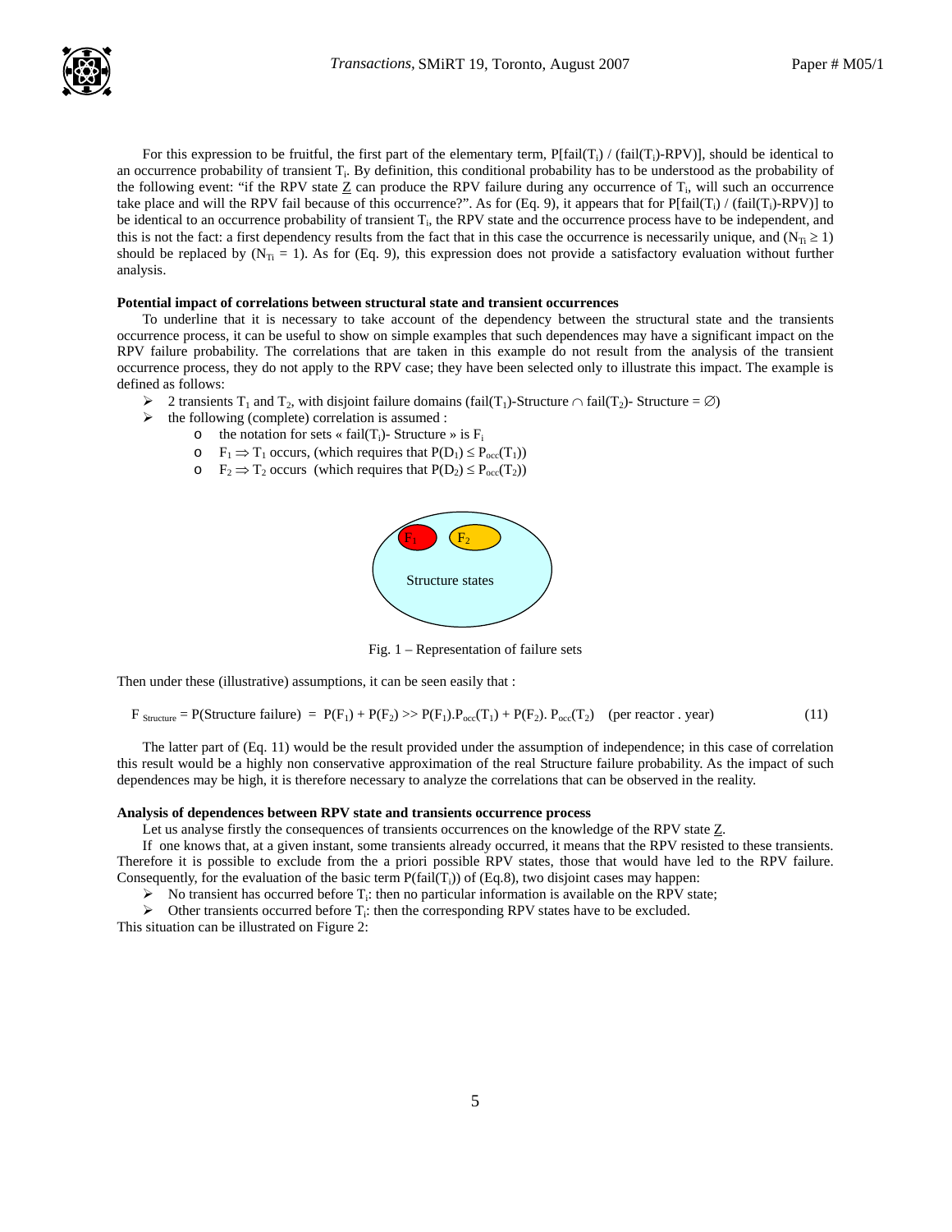For this expression to be fruitful, the first part of the elementary term, P[fail($T_i$) / (fail($T_i$)-RPV)], should be identical to an occurrence probability of transient $T_i$. By definition, this conditional probability has to be understood as the probability of the following event: "if the RPV state <u>Z</u> can produce the RPV failure during any occurrence of $T_i$, will such an occurrence take place and will the RPV fail because of this occurrence?". As for (Eq. 9), it appears that for P[fail($T_i$) / (fail($T_i$)-RPV)] to be identical to an occurrence probability of transient $T_i$, the RPV state and the occurrence process have to be independent, and this is not the fact: a first dependency results from the fact that in this case the occurrence is necessarily unique, and ($N_{Ti} \geq 1$) should be replaced by ($N_{Ti} = 1$). As for (Eq. 9), this expression does not provide a satisfactory evaluation without further analysis.

**Potential impact of correlations between structural state and transient occurrences**

To underline that it is necessary to take account of the dependency between the structural state and the transients occurrence process, it can be useful to show on simple examples that such dependences may have a significant impact on the RPV failure probability. The correlations that are taken in this example do not result from the analysis of the transient occurrence process, they do not apply to the RPV case; they have been selected only to illustrate this impact. The example is defined as follows:

- 2 transients $T_1$ and $T_2$, with disjoint failure domains (fail($T_1$)-Structure $\cap$ fail($T_2$)- Structure = $\emptyset$)
- the following (complete) correlation is assumed :
  - the notation for sets « fail($T_i$)- Structure » is $F_i$
  - $F_1 \Rightarrow T_1$ occurs, (which requires that $P(D_1) \leq P_{occ}(T_1)$)
  - $F_2 \Rightarrow T_2$ occurs (which requires that $P(D_2) \leq P_{occ}(T_2)$)

Fig. 1 – Representation of failure sets

Then under these (illustrative) assumptions, it can be seen easily that :

$$F_{\text{Structure}} = P(\text{Structure failure}) = P(F_1) + P(F_2) >> P(F_1).P_{occ}(T_1) + P(F_2).\,P_{occ}(T_2) \quad \text{(per reactor . year)} \tag{11}$$

The latter part of (Eq. 11) would be the result provided under the assumption of independence; in this case of correlation this result would be a highly non conservative approximation of the real Structure failure probability. As the impact of such dependences may be high, it is therefore necessary to analyze the correlations that can be observed in the reality.

**Analysis of dependences between RPV state and transients occurrence process**

Let us analyse firstly the consequences of transients occurrences on the knowledge of the RPV state <u>Z</u>.

If one knows that, at a given instant, some transients already occurred, it means that the RPV resisted to these transients. Therefore it is possible to exclude from the a priori possible RPV states, those that would have led to the RPV failure. Consequently, for the evaluation of the basic term P(fail($T_i$)) of (Eq.8), two disjoint cases may happen:

- No transient has occurred before $T_i$: then no particular information is available on the RPV state;
- Other transients occurred before $T_i$: then the corresponding RPV states have to be excluded.

This situation can be illustrated on Figure 2: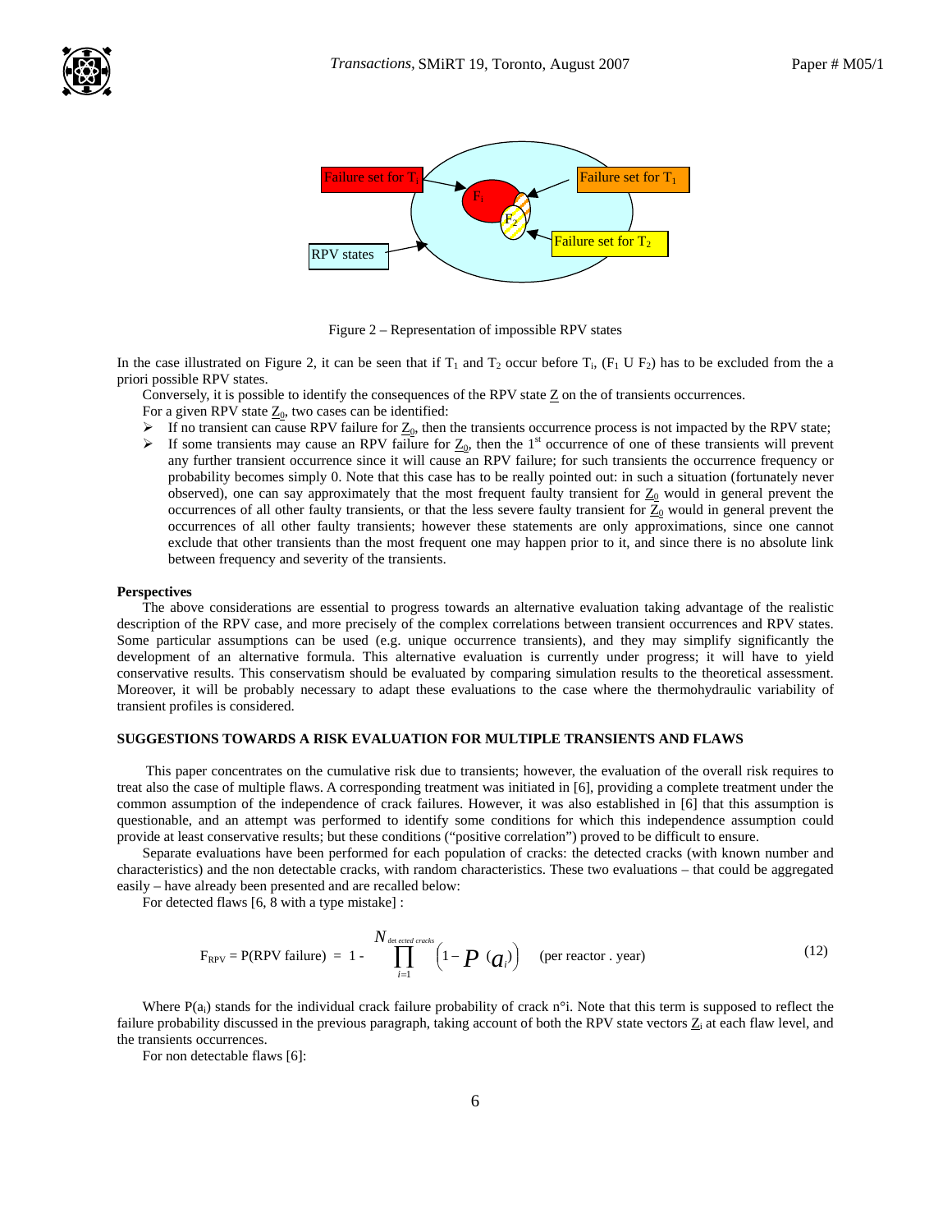Figure 2 – Representation of impossible RPV states

In the case illustrated on Figure 2, it can be seen that if $T_1$ and $T_2$ occur before $T_i$, ($F_1$ U $F_2$) has to be excluded from the a priori possible RPV states.

Conversely, it is possible to identify the consequences of the RPV state $\underline{Z}$ on the of transients occurrences.

For a given RPV state $\underline{Z}_0$, two cases can be identified:

- If no transient can cause RPV failure for $\underline{Z}_0$, then the transients occurrence process is not impacted by the RPV state;
- If some transients may cause an RPV failure for $\underline{Z}_0$, then the 1st occurrence of one of these transients will prevent any further transient occurrence since it will cause an RPV failure; for such transients the occurrence frequency or probability becomes simply 0. Note that this case has to be really pointed out: in such a situation (fortunately never observed), one can say approximately that the most frequent faulty transient for $\underline{Z}_0$ would in general prevent the occurrences of all other faulty transients, or that the less severe faulty transient for $\underline{Z}_0$ would in general prevent the occurrences of all other faulty transients; however these statements are only approximations, since one cannot exclude that other transients than the most frequent one may happen prior to it, and since there is no absolute link between frequency and severity of the transients.

**Perspectives**

The above considerations are essential to progress towards an alternative evaluation taking advantage of the realistic description of the RPV case, and more precisely of the complex correlations between transient occurrences and RPV states. Some particular assumptions can be used (e.g. unique occurrence transients), and they may simplify significantly the development of an alternative formula. This alternative evaluation is currently under progress; it will have to yield conservative results. This conservatism should be evaluated by comparing simulation results to the theoretical assessment. Moreover, it will be probably necessary to adapt these evaluations to the case where the thermohydraulic variability of transient profiles is considered.

## SUGGESTIONS TOWARDS A RISK EVALUATION FOR MULTIPLE TRANSIENTS AND FLAWS

This paper concentrates on the cumulative risk due to transients; however, the evaluation of the overall risk requires to treat also the case of multiple flaws. A corresponding treatment was initiated in [6], providing a complete treatment under the common assumption of the independence of crack failures. However, it was also established in [6] that this assumption is questionable, and an attempt was performed to identify some conditions for which this independence assumption could provide at least conservative results; but these conditions ("positive correlation") proved to be difficult to ensure.

Separate evaluations have been performed for each population of cracks: the detected cracks (with known number and characteristics) and the non detectable cracks, with random characteristics. These two evaluations – that could be aggregated easily – have already been presented and are recalled below:

For detected flaws [6, 8 with a type mistake] :

$$F_{RPV} = \text{P(RPV failure)} = 1 - \prod_{i=1}^{N_{detected\ cracks}} \left(1 - P\left(a_i\right)\right) \quad \text{(per reactor . year)} \tag{12}$$

Where $P(a_i)$ stands for the individual crack failure probability of crack n°i. Note that this term is supposed to reflect the failure probability discussed in the previous paragraph, taking account of both the RPV state vectors $\underline{Z}_i$ at each flaw level, and the transients occurrences.

For non detectable flaws [6]: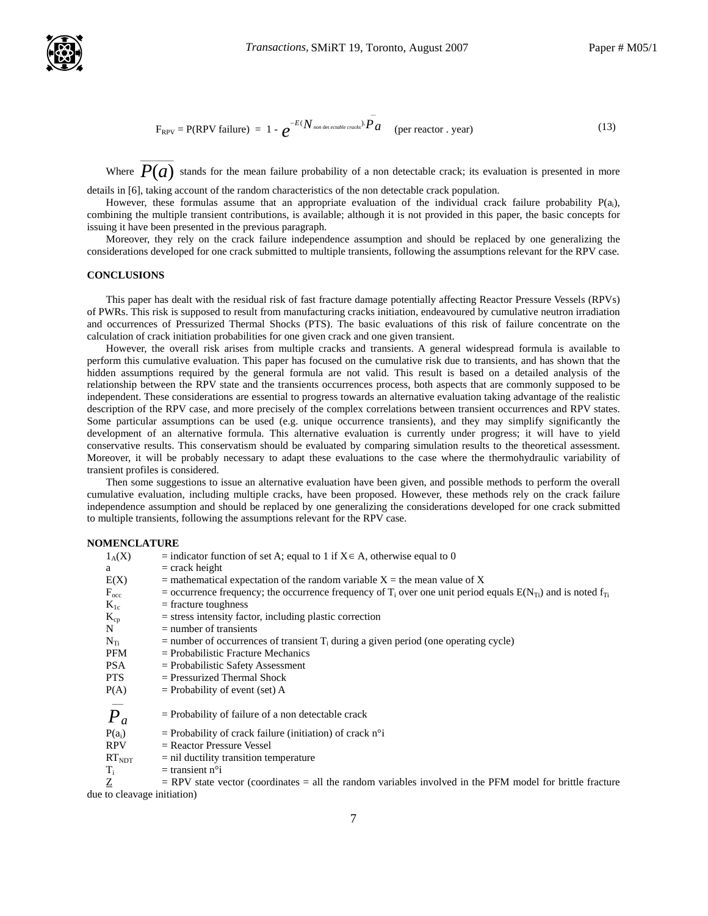$$F_{RPV} = P(\text{RPV failure}) = 1 - e^{-E(N_{non\ detectable\ cracks}) \cdot \overline{P_a}} \quad \text{(per reactor . year)} \tag{13}$$

Where $\overline{P(a)}$ stands for the mean failure probability of a non detectable crack; its evaluation is presented in more details in [6], taking account of the random characteristics of the non detectable crack population.

However, these formulas assume that an appropriate evaluation of the individual crack failure probability $P(a_i)$, combining the multiple transient contributions, is available; although it is not provided in this paper, the basic concepts for issuing it have been presented in the previous paragraph.

Moreover, they rely on the crack failure independence assumption and should be replaced by one generalizing the considerations developed for one crack submitted to multiple transients, following the assumptions relevant for the RPV case.

## CONCLUSIONS

This paper has dealt with the residual risk of fast fracture damage potentially affecting Reactor Pressure Vessels (RPVs) of PWRs. This risk is supposed to result from manufacturing cracks initiation, endeavoured by cumulative neutron irradiation and occurrences of Pressurized Thermal Shocks (PTS). The basic evaluations of this risk of failure concentrate on the calculation of crack initiation probabilities for one given crack and one given transient.

However, the overall risk arises from multiple cracks and transients. A general widespread formula is available to perform this cumulative evaluation. This paper has focused on the cumulative risk due to transients, and has shown that the hidden assumptions required by the general formula are not valid. This result is based on a detailed analysis of the relationship between the RPV state and the transients occurrences process, both aspects that are commonly supposed to be independent. These considerations are essential to progress towards an alternative evaluation taking advantage of the realistic description of the RPV case, and more precisely of the complex correlations between transient occurrences and RPV states. Some particular assumptions can be used (e.g. unique occurrence transients), and they may simplify significantly the development of an alternative formula. This alternative evaluation is currently under progress; it will have to yield conservative results. This conservatism should be evaluated by comparing simulation results to the theoretical assessment. Moreover, it will be probably necessary to adapt these evaluations to the case where the thermohydraulic variability of transient profiles is considered.

Then some suggestions to issue an alternative evaluation have been given, and possible methods to perform the overall cumulative evaluation, including multiple cracks, have been proposed. However, these methods rely on the crack failure independence assumption and should be replaced by one generalizing the considerations developed for one crack submitted to multiple transients, following the assumptions relevant for the RPV case.

## NOMENCLATURE

| | |
|---|---|
| $1_A(X)$ | = indicator function of set A; equal to 1 if $X \in A$, otherwise equal to 0 |
| a | = crack height |
| E(X) | = mathematical expectation of the random variable X = the mean value of X |
| $F_{occ}$ | = occurrence frequency; the occurrence frequency of $T_i$ over one unit period equals $E(N_{Ti})$ and is noted $f_{Ti}$ |
| $K_{1c}$ | = fracture toughness |
| $K_{cp}$ | = stress intensity factor, including plastic correction |
| N | = number of transients |
| $N_{Ti}$ | = number of occurrences of transient $T_i$ during a given period (one operating cycle) |
| PFM | = Probabilistic Fracture Mechanics |
| PSA | = Probabilistic Safety Assessment |
| PTS | = Pressurized Thermal Shock |
| P(A) | = Probability of event (set) A |
| $\overline{P_a}$ | = Probability of failure of a non detectable crack |
| $P(a_i)$ | = Probability of crack failure (initiation) of crack n°i |
| RPV | = Reactor Pressure Vessel |
| $RT_{NDT}$ | = nil ductility transition temperature |
| $T_i$ | = transient n°i |
| $\underline{Z}$ | = RPV state vector (coordinates = all the random variables involved in the PFM model for brittle fracture due to cleavage initiation) |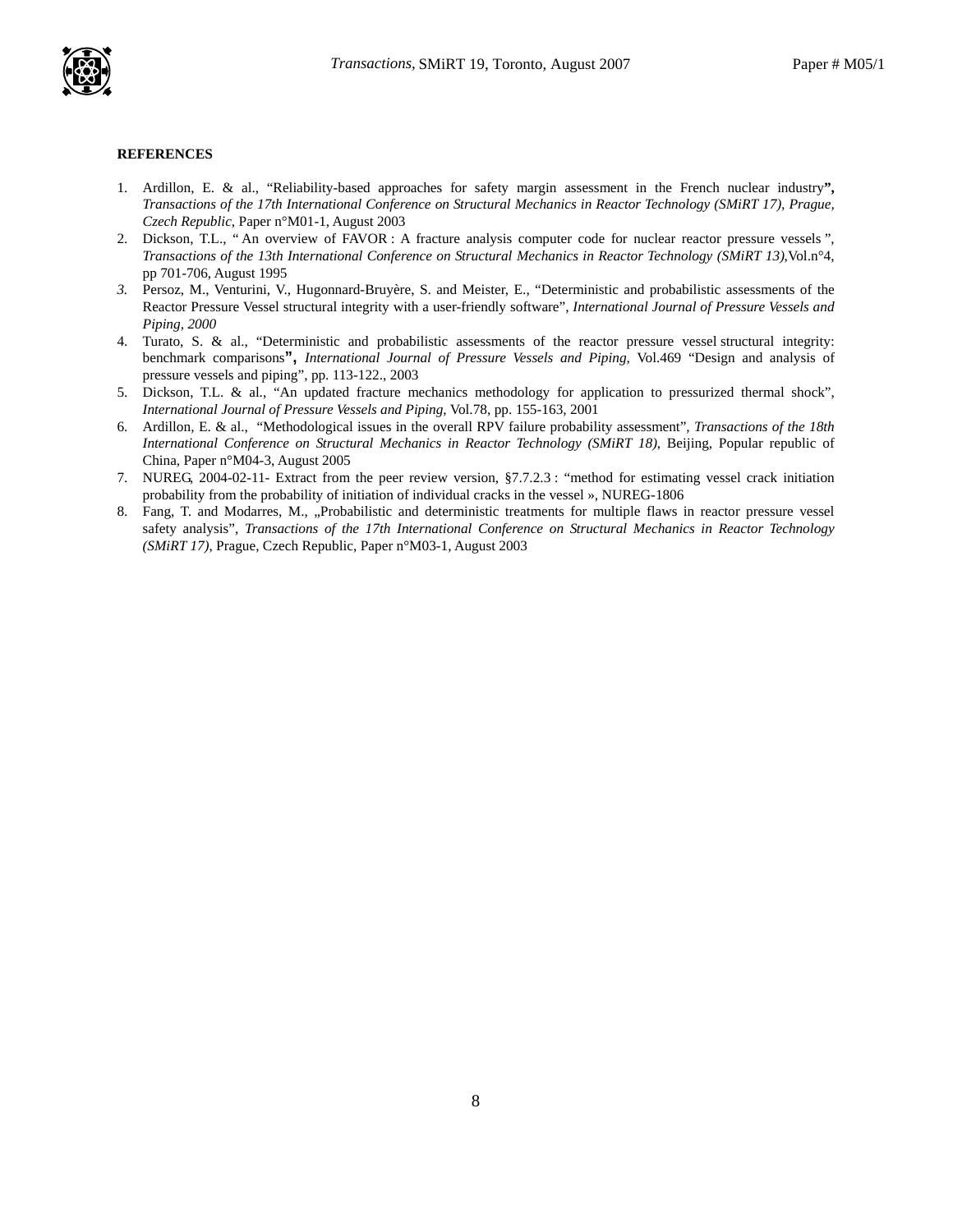**REFERENCES**

1. Ardillon, E. & al., "Reliability-based approaches for safety margin assessment in the French nuclear industry**",** *Transactions of the 17th International Conference on Structural Mechanics in Reactor Technology (SMiRT 17), Prague, Czech Republic*, Paper n°M01-1, August 2003
2. Dickson, T.L., " An overview of FAVOR : A fracture analysis computer code for nuclear reactor pressure vessels ", *Transactions of the 13th International Conference on Structural Mechanics in Reactor Technology (SMiRT 13)*,Vol.n°4, pp 701-706, August 1995
3. Persoz, M., Venturini, V., Hugonnard-Bruyère, S. and Meister, E., "Deterministic and probabilistic assessments of the Reactor Pressure Vessel structural integrity with a user-friendly software", *International Journal of Pressure Vessels and Piping, 2000*
4. Turato, S. & al., "Deterministic and probabilistic assessments of the reactor pressure vessel structural integrity: benchmark comparisons**",** *International Journal of Pressure Vessels and Piping,* Vol.469 "Design and analysis of pressure vessels and piping", pp. 113-122., 2003
5. Dickson, T.L. & al., "An updated fracture mechanics methodology for application to pressurized thermal shock", *International Journal of Pressure Vessels and Piping*, Vol.78, pp. 155-163, 2001
6. Ardillon, E. & al., "Methodological issues in the overall RPV failure probability assessment", *Transactions of the 18th International Conference on Structural Mechanics in Reactor Technology (SMiRT 18)*, Beijing, Popular republic of China, Paper n°M04-3, August 2005
7. NUREG, 2004-02-11- Extract from the peer review version, §7.7.2.3 : "method for estimating vessel crack initiation probability from the probability of initiation of individual cracks in the vessel », NUREG-1806
8. Fang, T. and Modarres, M., „Probabilistic and deterministic treatments for multiple flaws in reactor pressure vessel safety analysis", *Transactions of the 17th International Conference on Structural Mechanics in Reactor Technology (SMiRT 17)*, Prague, Czech Republic, Paper n°M03-1, August 2003